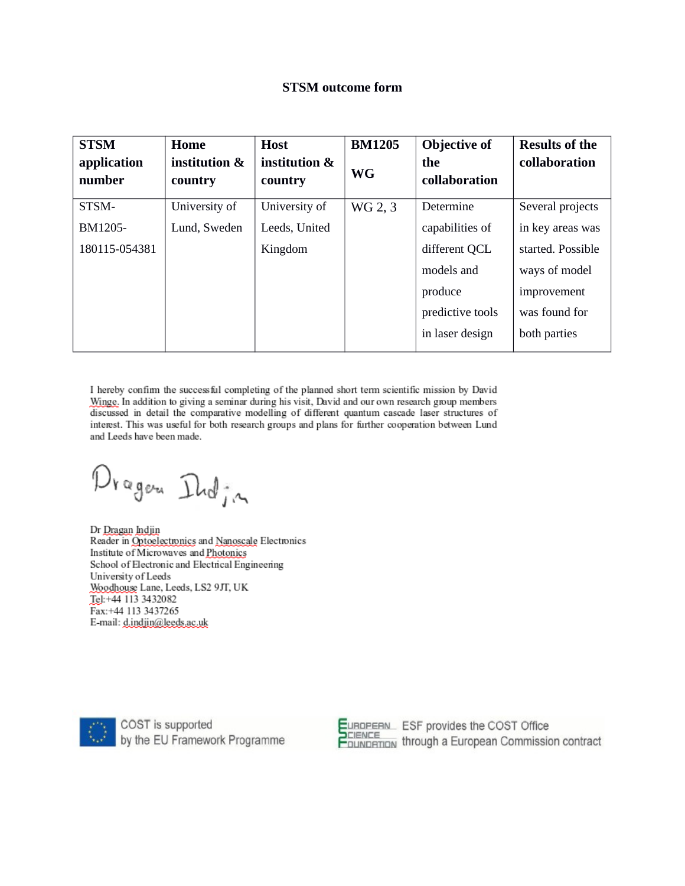# STSM outcome form

| STSM application number | Home institution & country | Host institution & country | BM1205 WG | Objective of the collaboration | Results of the collaboration |
|---|---|---|---|---|---|
| STSM-BM1205-180115-054381 | University of Lund, Sweden | University of Leeds, United Kingdom | WG 2, 3 | Determine capabilities of different QCL models and produce predictive tools in laser design | Several projects in key areas was started. Possible ways of model improvement was found for both parties |

I hereby confirm the successful completing of the planned short term scientific mission by David Winge. In addition to giving a seminar during his visit, David and our own research group members discussed in detail the comparative modelling of different quantum cascade laser structures of interest. This was useful for both research groups and plans for further cooperation between Lund and Leeds have been made.

Dragan Indjin

Dr Dragan Indjin
Reader in Optoelectronics and Nanoscale Electronics
Institute of Microwaves and Photonics
School of Electronic and Electrical Engineering
University of Leeds
Woodhouse Lane, Leeds, LS2 9JT, UK
Tel:+44 113 3432082
Fax:+44 113 3437265
E-mail: d.indjin@leeds.ac.uk

COST is supported by the EU Framework Programme

European Science Foundation — ESF provides the COST Office through a European Commission contract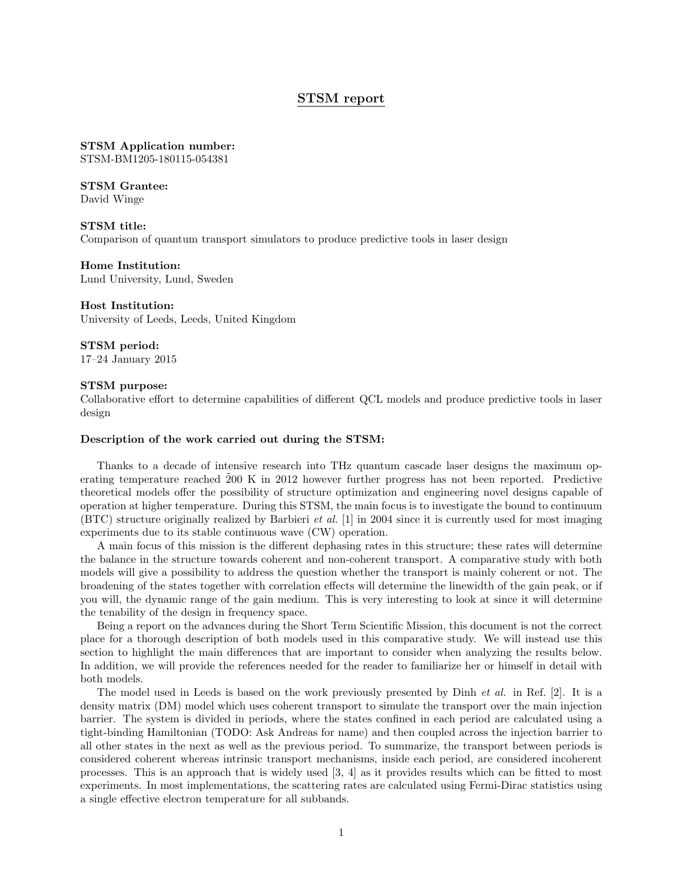# STSM report

**STSM Application number:**
STSM-BM1205-180115-054381

**STSM Grantee:**
David Winge

**STSM title:**
Comparison of quantum transport simulators to produce predictive tools in laser design

**Home Institution:**
Lund University, Lund, Sweden

**Host Institution:**
University of Leeds, Leeds, United Kingdom

**STSM period:**
17–24 January 2015

**STSM purpose:**
Collaborative effort to determine capabilities of different QCL models and produce predictive tools in laser design

**Description of the work carried out during the STSM:**

Thanks to a decade of intensive research into THz quantum cascade laser designs the maximum operating temperature reached ~200 K in 2012 however further progress has not been reported. Predictive theoretical models offer the possibility of structure optimization and engineering novel designs capable of operation at higher temperature. During this STSM, the main focus is to investigate the bound to continuum (BTC) structure originally realized by Barbieri *et al.* [1] in 2004 since it is currently used for most imaging experiments due to its stable continuous wave (CW) operation.

A main focus of this mission is the different dephasing rates in this structure; these rates will determine the balance in the structure towards coherent and non-coherent transport. A comparative study with both models will give a possibility to address the question whether the transport is mainly coherent or not. The broadening of the states together with correlation effects will determine the linewidth of the gain peak, or if you will, the dynamic range of the gain medium. This is very interesting to look at since it will determine the tenability of the design in frequency space.

Being a report on the advances during the Short Term Scientific Mission, this document is not the correct place for a thorough description of both models used in this comparative study. We will instead use this section to highlight the main differences that are important to consider when analyzing the results below. In addition, we will provide the references needed for the reader to familiarize her or himself in detail with both models.

The model used in Leeds is based on the work previously presented by Dinh *et al.* in Ref. [2]. It is a density matrix (DM) model which uses coherent transport to simulate the transport over the main injection barrier. The system is divided in periods, where the states confined in each period are calculated using a tight-binding Hamiltonian (TODO: Ask Andreas for name) and then coupled across the injection barrier to all other states in the next as well as the previous period. To summarize, the transport between periods is considered coherent whereas intrinsic transport mechanisms, inside each period, are considered incoherent processes. This is an approach that is widely used [3, 4] as it provides results which can be fitted to most experiments. In most implementations, the scattering rates are calculated using Fermi-Dirac statistics using a single effective electron temperature for all subbands.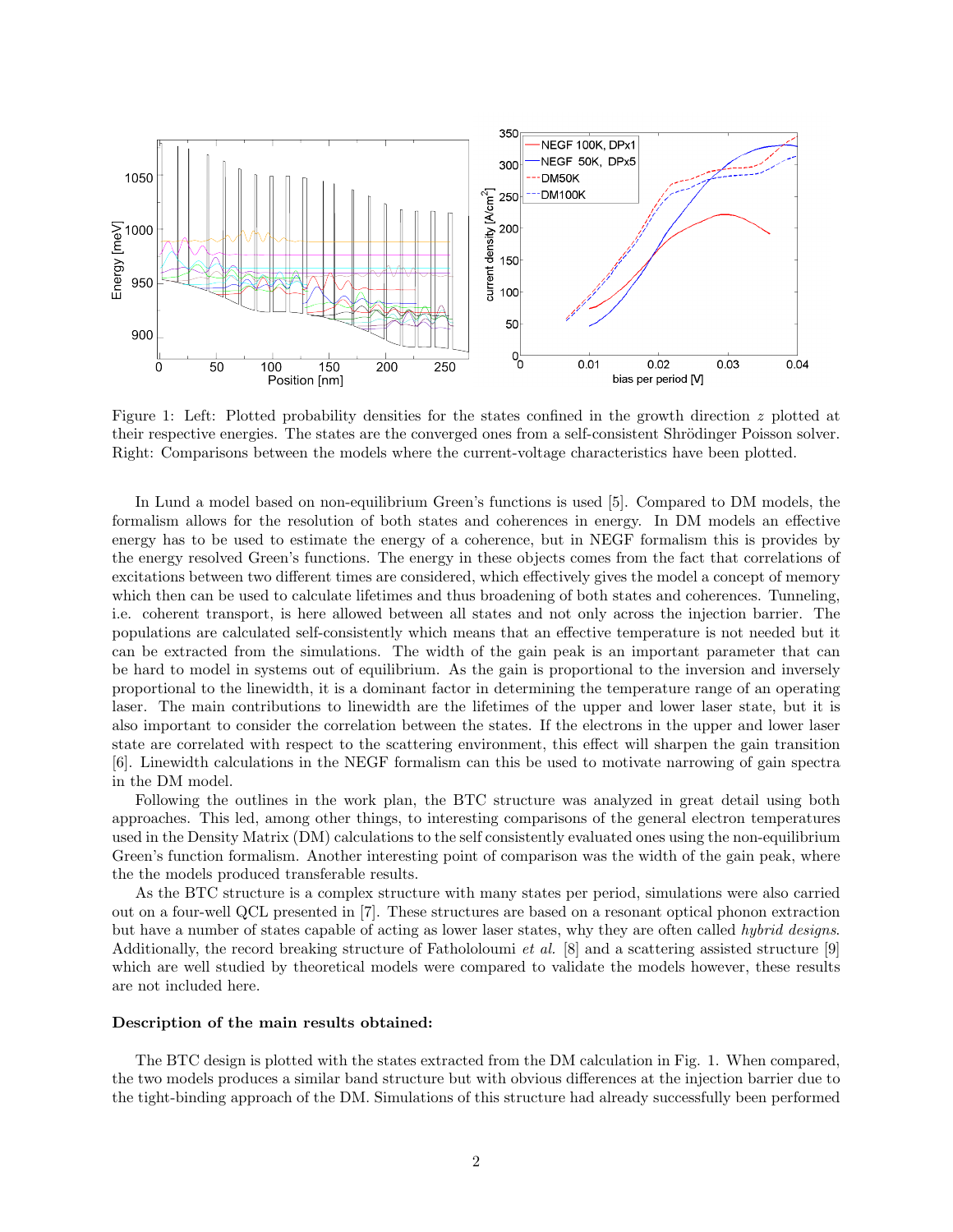Figure 1: Left: Plotted probability densities for the states confined in the growth direction $z$ plotted at their respective energies. The states are the converged ones from a self-consistent Shrödinger Poisson solver. Right: Comparisons between the models where the current-voltage characteristics have been plotted.

In Lund a model based on non-equilibrium Green's functions is used [5]. Compared to DM models, the formalism allows for the resolution of both states and coherences in energy. In DM models an effective energy has to be used to estimate the energy of a coherence, but in NEGF formalism this is provides by the energy resolved Green's functions. The energy in these objects comes from the fact that correlations of excitations between two different times are considered, which effectively gives the model a concept of memory which then can be used to calculate lifetimes and thus broadening of both states and coherences. Tunneling, i.e. coherent transport, is here allowed between all states and not only across the injection barrier. The populations are calculated self-consistently which means that an effective temperature is not needed but it can be extracted from the simulations. The width of the gain peak is an important parameter that can be hard to model in systems out of equilibrium. As the gain is proportional to the inversion and inversely proportional to the linewidth, it is a dominant factor in determining the temperature range of an operating laser. The main contributions to linewidth are the lifetimes of the upper and lower laser state, but it is also important to consider the correlation between the states. If the electrons in the upper and lower laser state are correlated with respect to the scattering environment, this effect will sharpen the gain transition [6]. Linewidth calculations in the NEGF formalism can this be used to motivate narrowing of gain spectra in the DM model.

Following the outlines in the work plan, the BTC structure was analyzed in great detail using both approaches. This led, among other things, to interesting comparisons of the general electron temperatures used in the Density Matrix (DM) calculations to the self consistently evaluated ones using the non-equilibrium Green's function formalism. Another interesting point of comparison was the width of the gain peak, where the the models produced transferable results.

As the BTC structure is a complex structure with many states per period, simulations were also carried out on a four-well QCL presented in [7]. These structures are based on a resonant optical phonon extraction but have a number of states capable of acting as lower laser states, why they are often called *hybrid designs*. Additionally, the record breaking structure of Fathololoumi *et al.* [8] and a scattering assisted structure [9] which are well studied by theoretical models were compared to validate the models however, these results are not included here.

### Description of the main results obtained:

The BTC design is plotted with the states extracted from the DM calculation in Fig. 1. When compared, the two models produces a similar band structure but with obvious differences at the injection barrier due to the tight-binding approach of the DM. Simulations of this structure had already successfully been performed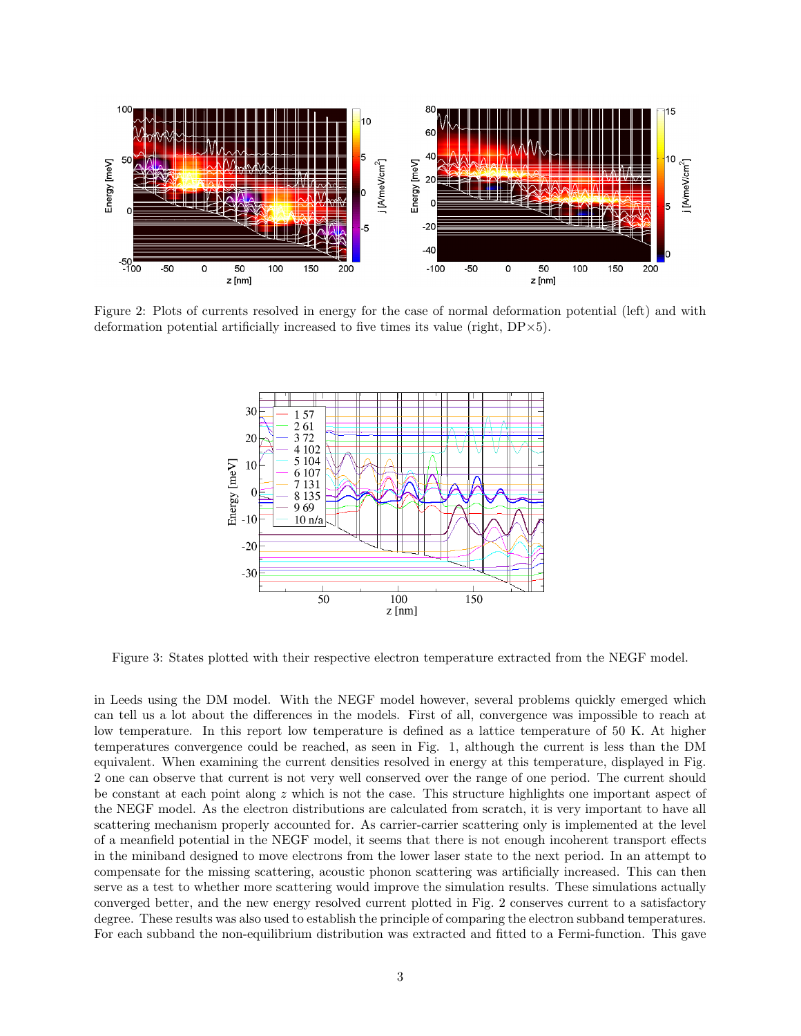Figure 2: Plots of currents resolved in energy for the case of normal deformation potential (left) and with deformation potential artificially increased to five times its value (right, DP×5).

Figure 3: States plotted with their respective electron temperature extracted from the NEGF model.

in Leeds using the DM model. With the NEGF model however, several problems quickly emerged which can tell us a lot about the differences in the models. First of all, convergence was impossible to reach at low temperature. In this report low temperature is defined as a lattice temperature of 50 K. At higher temperatures convergence could be reached, as seen in Fig. 1, although the current is less than the DM equivalent. When examining the current densities resolved in energy at this temperature, displayed in Fig. 2 one can observe that current is not very well conserved over the range of one period. The current should be constant at each point along $z$ which is not the case. This structure highlights one important aspect of the NEGF model. As the electron distributions are calculated from scratch, it is very important to have all scattering mechanism properly accounted for. As carrier-carrier scattering only is implemented at the level of a meanfield potential in the NEGF model, it seems that there is not enough incoherent transport effects in the miniband designed to move electrons from the lower laser state to the next period. In an attempt to compensate for the missing scattering, acoustic phonon scattering was artificially increased. This can then serve as a test to whether more scattering would improve the simulation results. These simulations actually converged better, and the new energy resolved current plotted in Fig. 2 conserves current to a satisfactory degree. These results was also used to establish the principle of comparing the electron subband temperatures. For each subband the non-equilibrium distribution was extracted and fitted to a Fermi-function. This gave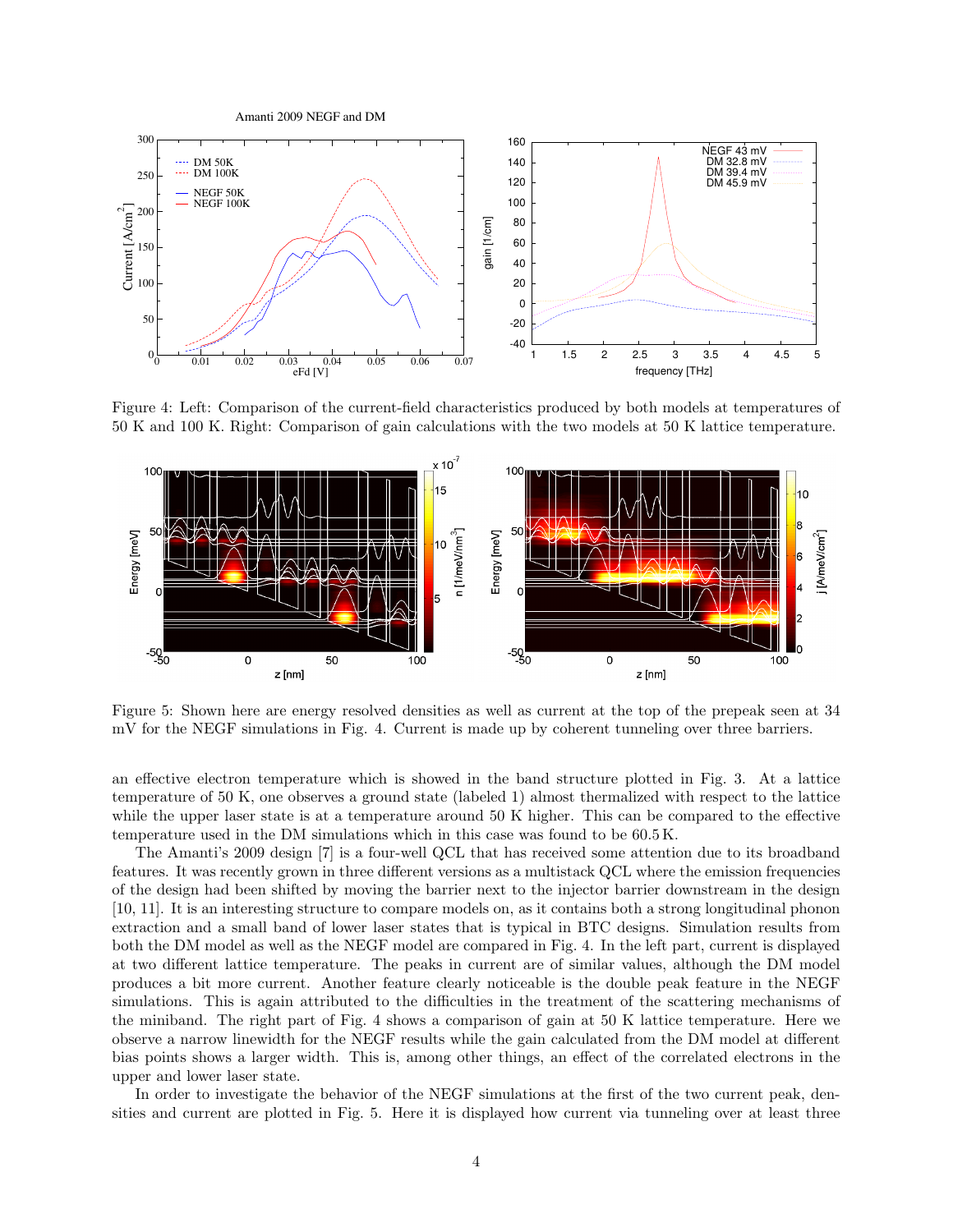Figure 4: Left: Comparison of the current-field characteristics produced by both models at temperatures of 50 K and 100 K. Right: Comparison of gain calculations with the two models at 50 K lattice temperature.

Figure 5: Shown here are energy resolved densities as well as current at the top of the prepeak seen at 34 mV for the NEGF simulations in Fig. 4. Current is made up by coherent tunneling over three barriers.

an effective electron temperature which is showed in the band structure plotted in Fig. 3. At a lattice temperature of 50 K, one observes a ground state (labeled 1) almost thermalized with respect to the lattice while the upper laser state is at a temperature around 50 K higher. This can be compared to the effective temperature used in the DM simulations which in this case was found to be 60.5 K.

The Amanti's 2009 design [7] is a four-well QCL that has received some attention due to its broadband features. It was recently grown in three different versions as a multistack QCL where the emission frequencies of the design had been shifted by moving the barrier next to the injector barrier downstream in the design [10, 11]. It is an interesting structure to compare models on, as it contains both a strong longitudinal phonon extraction and a small band of lower laser states that is typical in BTC designs. Simulation results from both the DM model as well as the NEGF model are compared in Fig. 4. In the left part, current is displayed at two different lattice temperature. The peaks in current are of similar values, although the DM model produces a bit more current. Another feature clearly noticeable is the double peak feature in the NEGF simulations. This is again attributed to the difficulties in the treatment of the scattering mechanisms of the miniband. The right part of Fig. 4 shows a comparison of gain at 50 K lattice temperature. Here we observe a narrow linewidth for the NEGF results while the gain calculated from the DM model at different bias points shows a larger width. This is, among other things, an effect of the correlated electrons in the upper and lower laser state.

In order to investigate the behavior of the NEGF simulations at the first of the two current peak, densities and current are plotted in Fig. 5. Here it is displayed how current via tunneling over at least three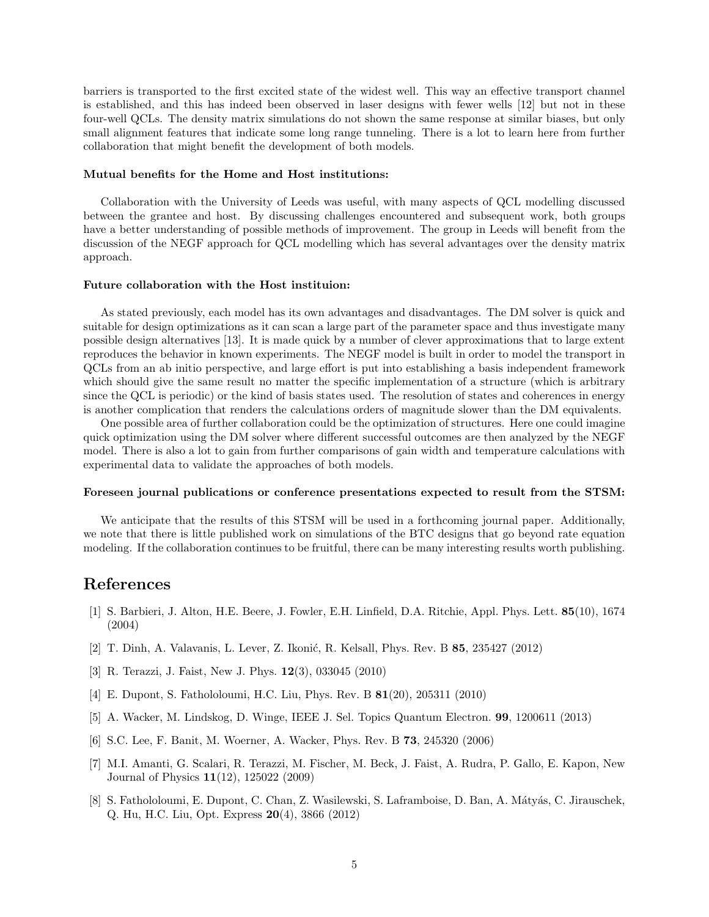barriers is transported to the first excited state of the widest well. This way an effective transport channel is established, and this has indeed been observed in laser designs with fewer wells [12] but not in these four-well QCLs. The density matrix simulations do not shown the same response at similar biases, but only small alignment features that indicate some long range tunneling. There is a lot to learn here from further collaboration that might benefit the development of both models.

**Mutual benefits for the Home and Host institutions:**

Collaboration with the University of Leeds was useful, with many aspects of QCL modelling discussed between the grantee and host. By discussing challenges encountered and subsequent work, both groups have a better understanding of possible methods of improvement. The group in Leeds will benefit from the discussion of the NEGF approach for QCL modelling which has several advantages over the density matrix approach.

**Future collaboration with the Host instituion:**

As stated previously, each model has its own advantages and disadvantages. The DM solver is quick and suitable for design optimizations as it can scan a large part of the parameter space and thus investigate many possible design alternatives [13]. It is made quick by a number of clever approximations that to large extent reproduces the behavior in known experiments. The NEGF model is built in order to model the transport in QCLs from an ab initio perspective, and large effort is put into establishing a basis independent framework which should give the same result no matter the specific implementation of a structure (which is arbitrary since the QCL is periodic) or the kind of basis states used. The resolution of states and coherences in energy is another complication that renders the calculations orders of magnitude slower than the DM equivalents.

One possible area of further collaboration could be the optimization of structures. Here one could imagine quick optimization using the DM solver where different successful outcomes are then analyzed by the NEGF model. There is also a lot to gain from further comparisons of gain width and temperature calculations with experimental data to validate the approaches of both models.

**Foreseen journal publications or conference presentations expected to result from the STSM:**

We anticipate that the results of this STSM will be used in a forthcoming journal paper. Additionally, we note that there is little published work on simulations of the BTC designs that go beyond rate equation modeling. If the collaboration continues to be fruitful, there can be many interesting results worth publishing.

# References

[1] S. Barbieri, J. Alton, H.E. Beere, J. Fowler, E.H. Linfield, D.A. Ritchie, Appl. Phys. Lett. **85**(10), 1674 (2004)

[2] T. Dinh, A. Valavanis, L. Lever, Z. Ikonić, R. Kelsall, Phys. Rev. B **85**, 235427 (2012)

[3] R. Terazzi, J. Faist, New J. Phys. **12**(3), 033045 (2010)

[4] E. Dupont, S. Fathololoumi, H.C. Liu, Phys. Rev. B **81**(20), 205311 (2010)

[5] A. Wacker, M. Lindskog, D. Winge, IEEE J. Sel. Topics Quantum Electron. **99**, 1200611 (2013)

[6] S.C. Lee, F. Banit, M. Woerner, A. Wacker, Phys. Rev. B **73**, 245320 (2006)

[7] M.I. Amanti, G. Scalari, R. Terazzi, M. Fischer, M. Beck, J. Faist, A. Rudra, P. Gallo, E. Kapon, New Journal of Physics **11**(12), 125022 (2009)

[8] S. Fathololoumi, E. Dupont, C. Chan, Z. Wasilewski, S. Laframboise, D. Ban, A. Mátyás, C. Jirauschek, Q. Hu, H.C. Liu, Opt. Express **20**(4), 3866 (2012)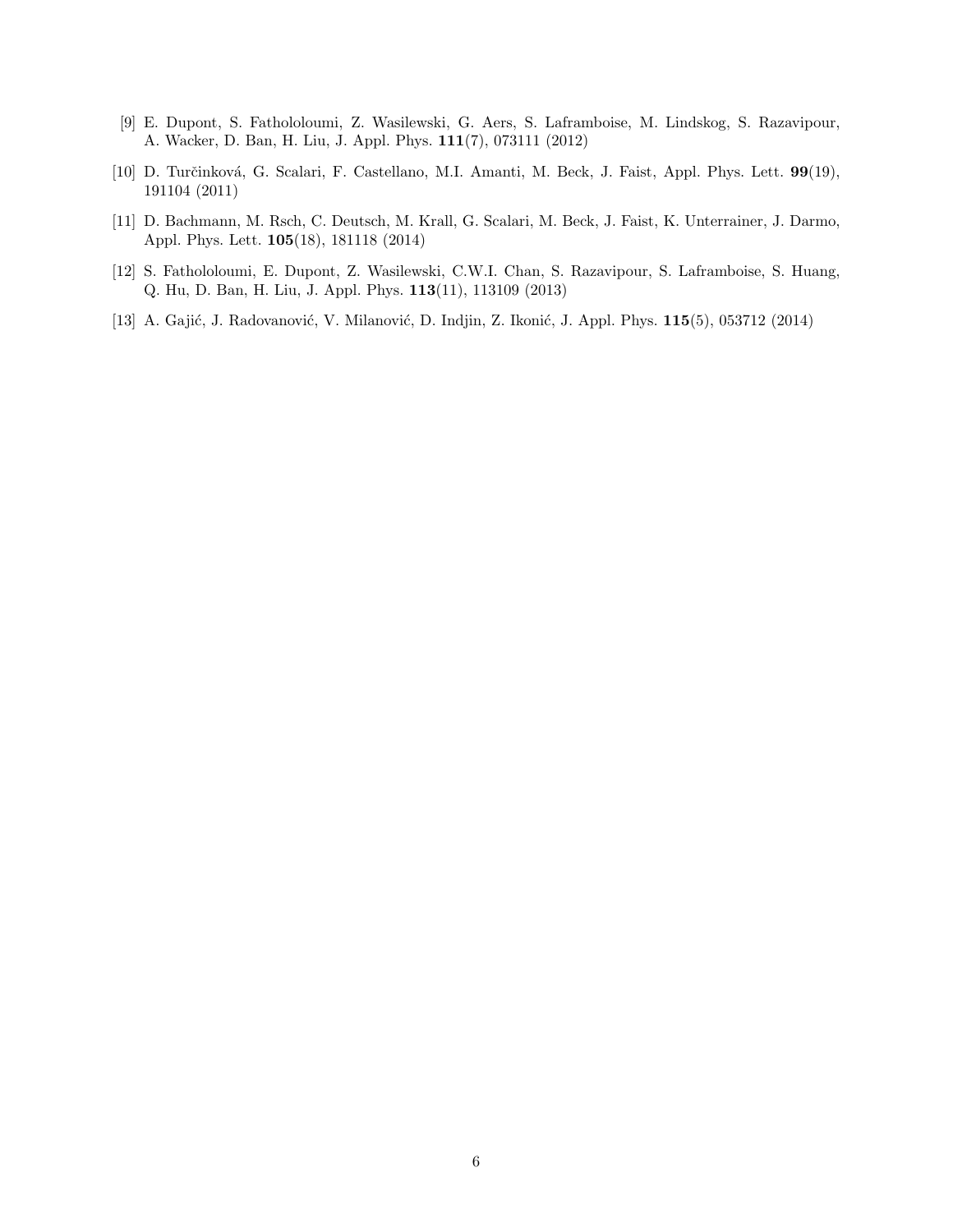[9] E. Dupont, S. Fathololoumi, Z. Wasilewski, G. Aers, S. Laframboise, M. Lindskog, S. Razavipour, A. Wacker, D. Ban, H. Liu, J. Appl. Phys. **111**(7), 073111 (2012)

[10] D. Turčinková, G. Scalari, F. Castellano, M.I. Amanti, M. Beck, J. Faist, Appl. Phys. Lett. **99**(19), 191104 (2011)

[11] D. Bachmann, M. Rsch, C. Deutsch, M. Krall, G. Scalari, M. Beck, J. Faist, K. Unterrainer, J. Darmo, Appl. Phys. Lett. **105**(18), 181118 (2014)

[12] S. Fathololoumi, E. Dupont, Z. Wasilewski, C.W.I. Chan, S. Razavipour, S. Laframboise, S. Huang, Q. Hu, D. Ban, H. Liu, J. Appl. Phys. **113**(11), 113109 (2013)

[13] A. Gajić, J. Radovanović, V. Milanović, D. Indjin, Z. Ikonić, J. Appl. Phys. **115**(5), 053712 (2014)